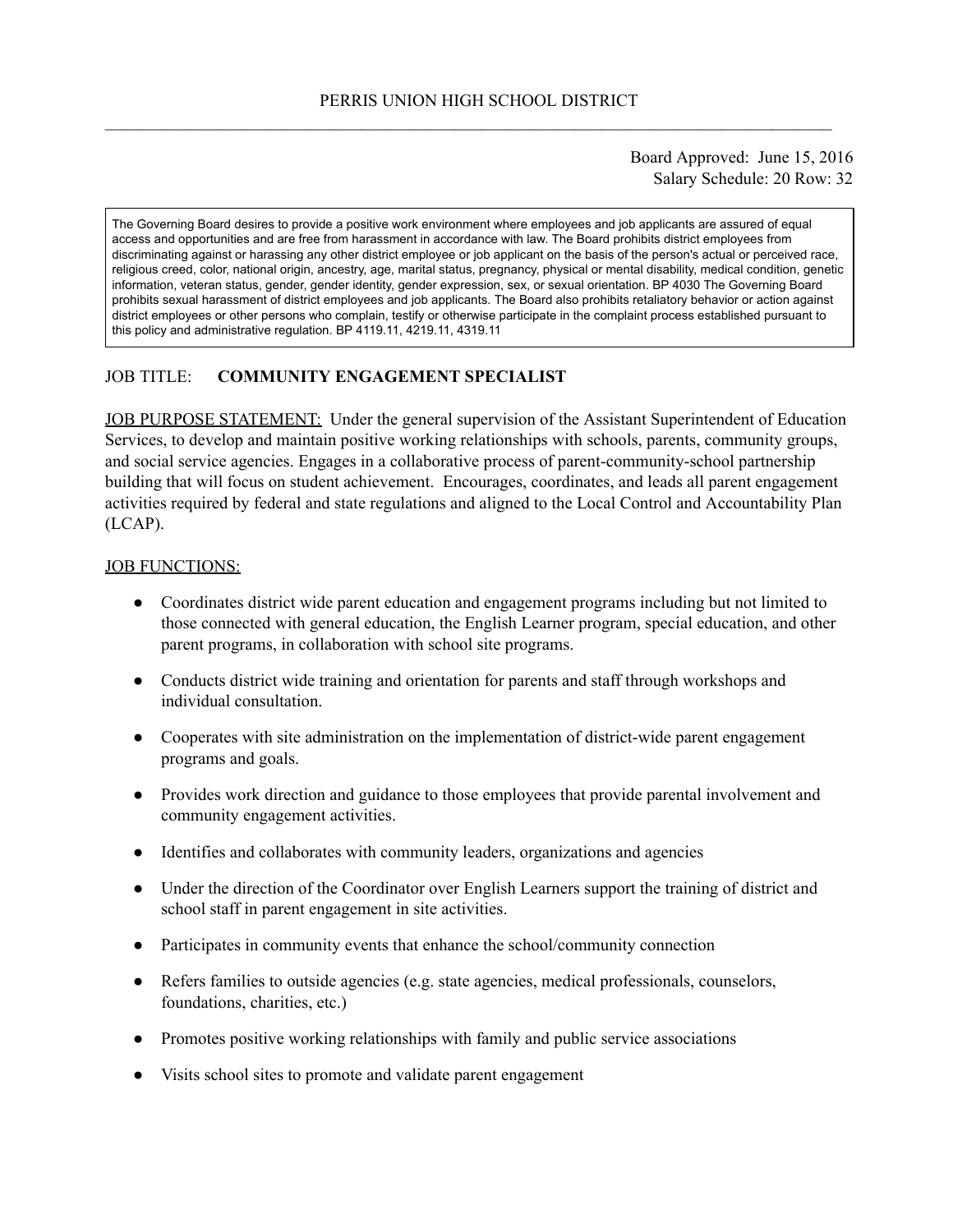PERRIS UNION HIGH SCHOOL DISTRICT

Board Approved: June 15, 2016
Salary Schedule: 20 Row: 32

> The Governing Board desires to provide a positive work environment where employees and job applicants are assured of equal access and opportunities and are free from harassment in accordance with law. The Board prohibits district employees from discriminating against or harassing any other district employee or job applicant on the basis of the person's actual or perceived race, religious creed, color, national origin, ancestry, age, marital status, pregnancy, physical or mental disability, medical condition, genetic information, veteran status, gender, gender identity, gender expression, sex, or sexual orientation. BP 4030 The Governing Board prohibits sexual harassment of district employees and job applicants. The Board also prohibits retaliatory behavior or action against district employees or other persons who complain, testify or otherwise participate in the complaint process established pursuant to this policy and administrative regulation. BP 4119.11, 4219.11, 4319.11

JOB TITLE: **COMMUNITY ENGAGEMENT SPECIALIST**

JOB PURPOSE STATEMENT: Under the general supervision of the Assistant Superintendent of Education Services, to develop and maintain positive working relationships with schools, parents, community groups, and social service agencies. Engages in a collaborative process of parent-community-school partnership building that will focus on student achievement. Encourages, coordinates, and leads all parent engagement activities required by federal and state regulations and aligned to the Local Control and Accountability Plan (LCAP).

JOB FUNCTIONS:

- Coordinates district wide parent education and engagement programs including but not limited to those connected with general education, the English Learner program, special education, and other parent programs, in collaboration with school site programs.
- Conducts district wide training and orientation for parents and staff through workshops and individual consultation.
- Cooperates with site administration on the implementation of district-wide parent engagement programs and goals.
- Provides work direction and guidance to those employees that provide parental involvement and community engagement activities.
- Identifies and collaborates with community leaders, organizations and agencies
- Under the direction of the Coordinator over English Learners support the training of district and school staff in parent engagement in site activities.
- Participates in community events that enhance the school/community connection
- Refers families to outside agencies (e.g. state agencies, medical professionals, counselors, foundations, charities, etc.)
- Promotes positive working relationships with family and public service associations
- Visits school sites to promote and validate parent engagement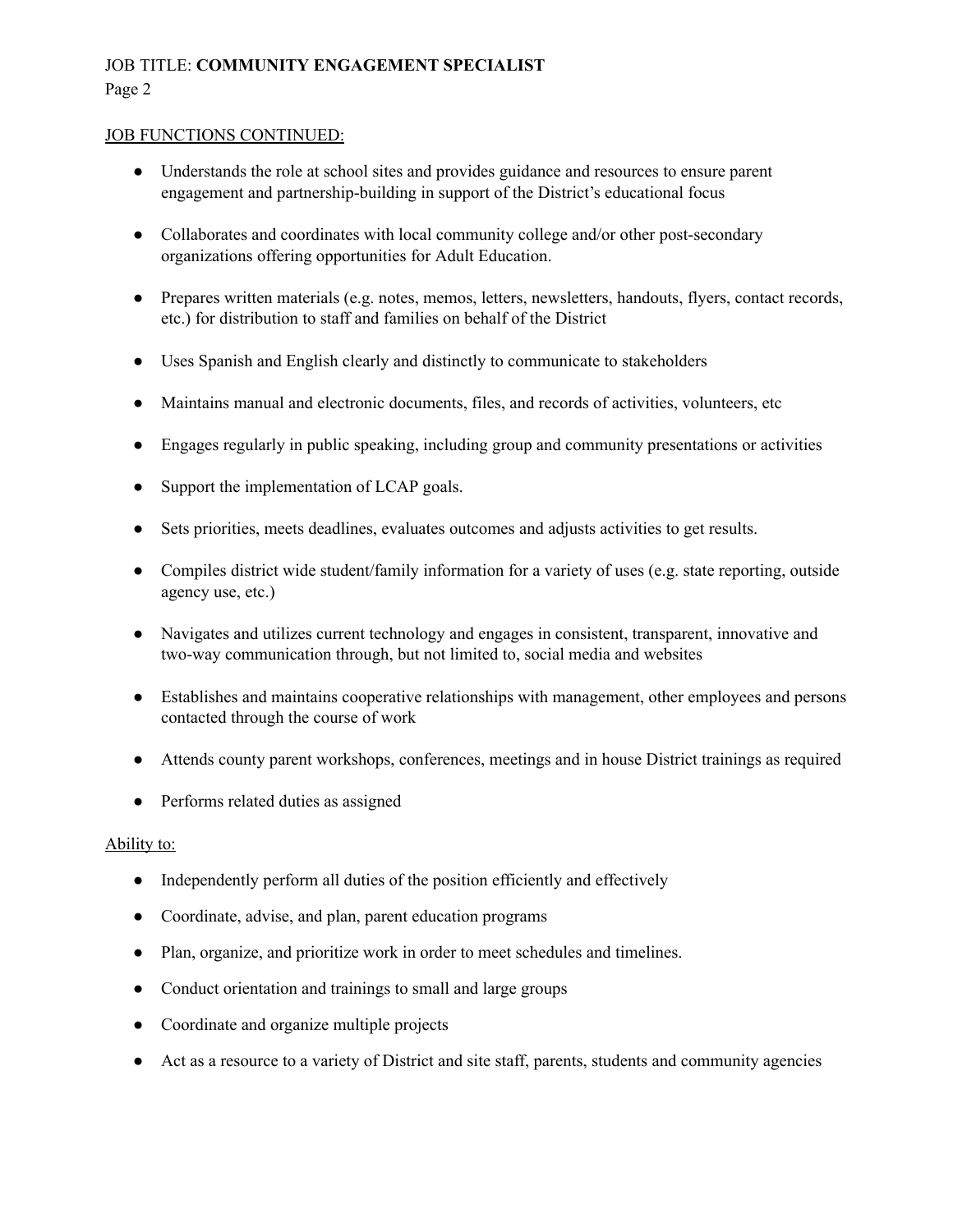## JOB FUNCTIONS CONTINUED:

- Understands the role at school sites and provides guidance and resources to ensure parent engagement and partnership-building in support of the District's educational focus
- Collaborates and coordinates with local community college and/or other post-secondary organizations offering opportunities for Adult Education.
- Prepares written materials (e.g. notes, memos, letters, newsletters, handouts, flyers, contact records, etc.) for distribution to staff and families on behalf of the District
- Uses Spanish and English clearly and distinctly to communicate to stakeholders
- Maintains manual and electronic documents, files, and records of activities, volunteers, etc
- Engages regularly in public speaking, including group and community presentations or activities
- Support the implementation of LCAP goals.
- Sets priorities, meets deadlines, evaluates outcomes and adjusts activities to get results.
- Compiles district wide student/family information for a variety of uses (e.g. state reporting, outside agency use, etc.)
- Navigates and utilizes current technology and engages in consistent, transparent, innovative and two-way communication through, but not limited to, social media and websites
- Establishes and maintains cooperative relationships with management, other employees and persons contacted through the course of work
- Attends county parent workshops, conferences, meetings and in house District trainings as required
- Performs related duties as assigned

## Ability to:

- Independently perform all duties of the position efficiently and effectively
- Coordinate, advise, and plan, parent education programs
- Plan, organize, and prioritize work in order to meet schedules and timelines.
- Conduct orientation and trainings to small and large groups
- Coordinate and organize multiple projects
- Act as a resource to a variety of District and site staff, parents, students and community agencies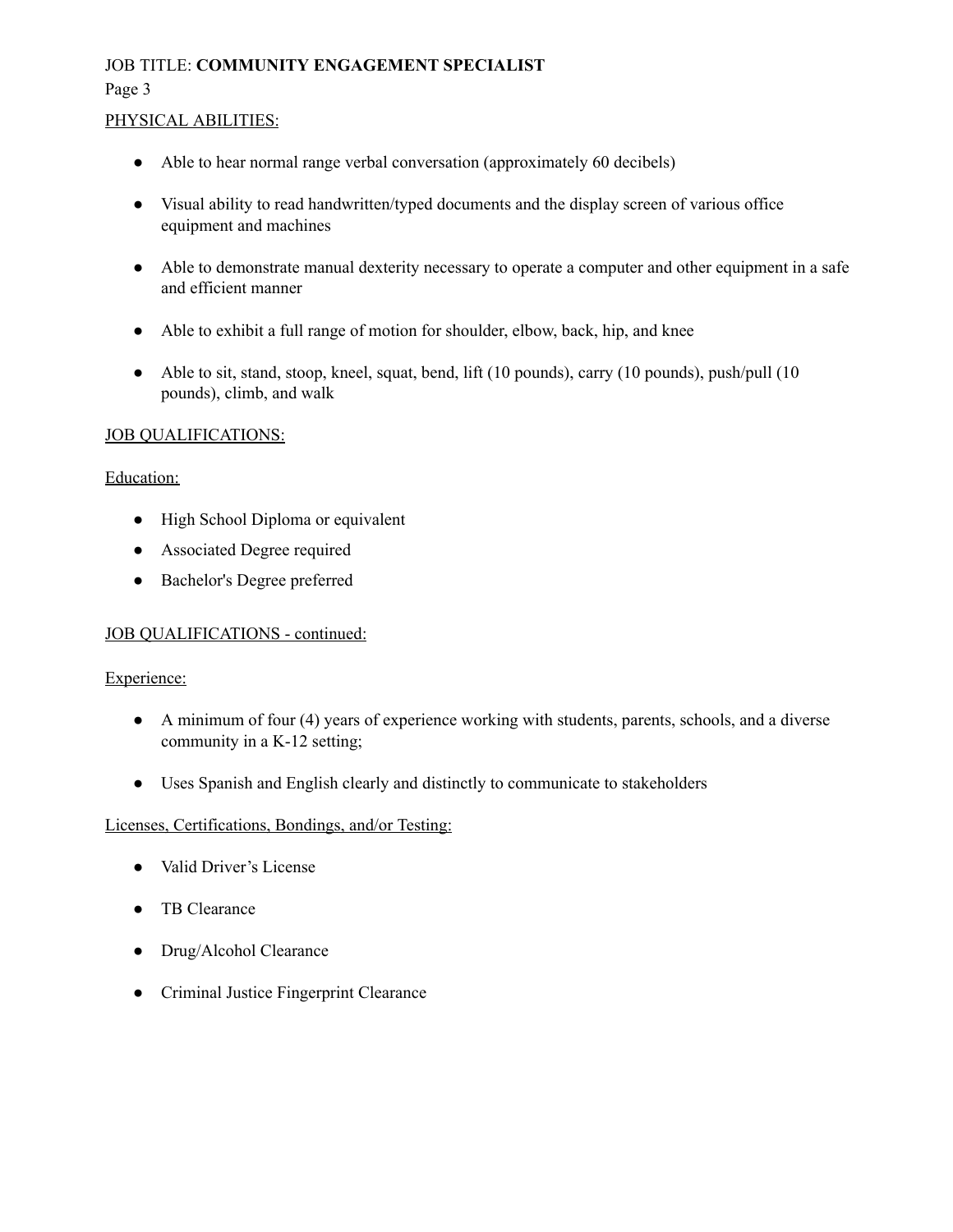## PHYSICAL ABILITIES:

- Able to hear normal range verbal conversation (approximately 60 decibels)
- Visual ability to read handwritten/typed documents and the display screen of various office equipment and machines
- Able to demonstrate manual dexterity necessary to operate a computer and other equipment in a safe and efficient manner
- Able to exhibit a full range of motion for shoulder, elbow, back, hip, and knee
- Able to sit, stand, stoop, kneel, squat, bend, lift (10 pounds), carry (10 pounds), push/pull (10 pounds), climb, and walk

## JOB QUALIFICATIONS:

### Education:

- High School Diploma or equivalent
- Associated Degree required
- Bachelor's Degree preferred

## JOB QUALIFICATIONS - continued:

### Experience:

- A minimum of four (4) years of experience working with students, parents, schools, and a diverse community in a K-12 setting;
- Uses Spanish and English clearly and distinctly to communicate to stakeholders

### Licenses, Certifications, Bondings, and/or Testing:

- Valid Driver's License
- TB Clearance
- Drug/Alcohol Clearance
- Criminal Justice Fingerprint Clearance